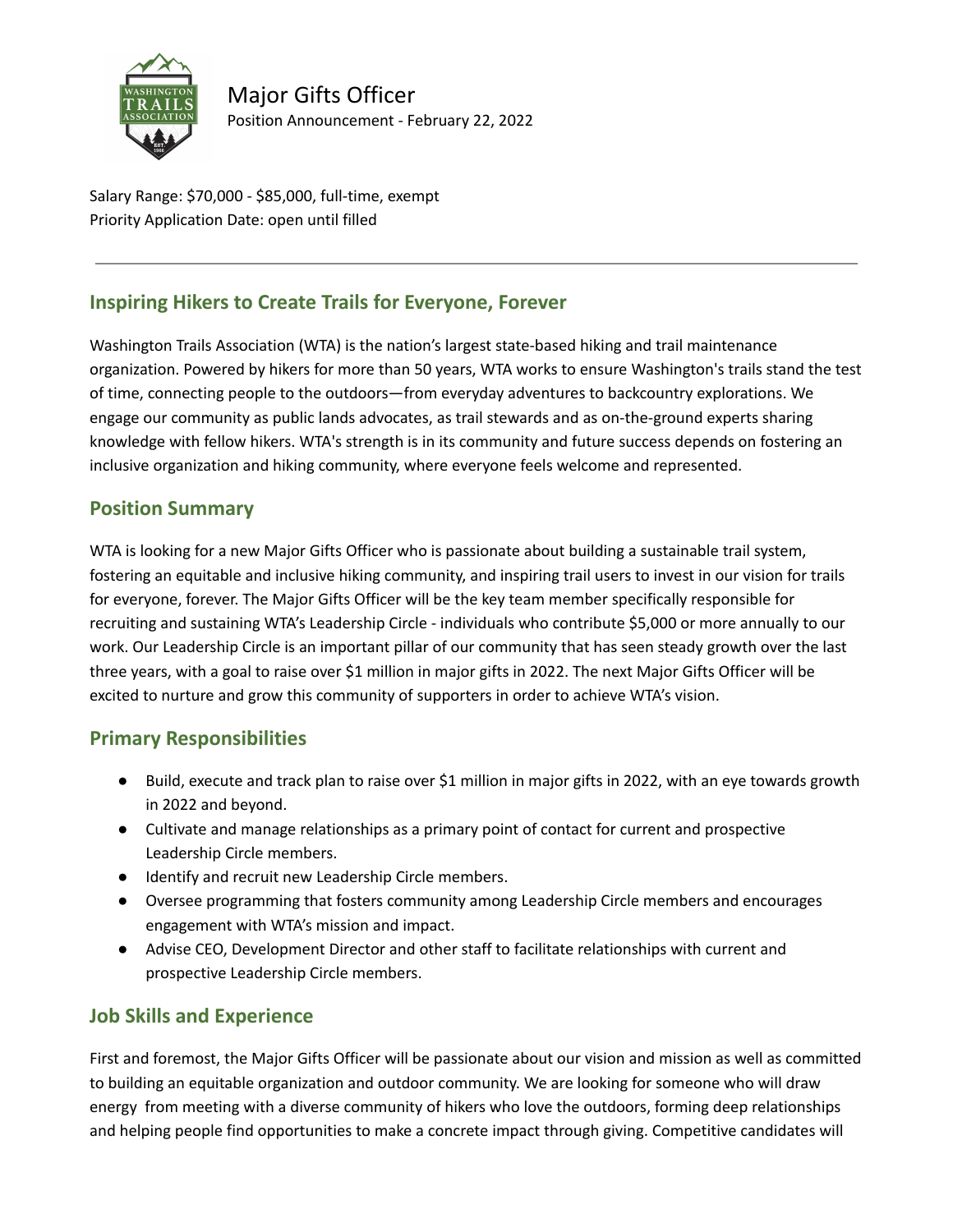# Major Gifts Officer

Position Announcement - February 22, 2022

Salary Range: $70,000 - $85,000, full-time, exempt
Priority Application Date: open until filled

---

## Inspiring Hikers to Create Trails for Everyone, Forever

Washington Trails Association (WTA) is the nation's largest state-based hiking and trail maintenance organization. Powered by hikers for more than 50 years, WTA works to ensure Washington's trails stand the test of time, connecting people to the outdoors—from everyday adventures to backcountry explorations. We engage our community as public lands advocates, as trail stewards and as on-the-ground experts sharing knowledge with fellow hikers. WTA's strength is in its community and future success depends on fostering an inclusive organization and hiking community, where everyone feels welcome and represented.

## Position Summary

WTA is looking for a new Major Gifts Officer who is passionate about building a sustainable trail system, fostering an equitable and inclusive hiking community, and inspiring trail users to invest in our vision for trails for everyone, forever. The Major Gifts Officer will be the key team member specifically responsible for recruiting and sustaining WTA's Leadership Circle - individuals who contribute $5,000 or more annually to our work. Our Leadership Circle is an important pillar of our community that has seen steady growth over the last three years, with a goal to raise over $1 million in major gifts in 2022. The next Major Gifts Officer will be excited to nurture and grow this community of supporters in order to achieve WTA's vision.

## Primary Responsibilities

- Build, execute and track plan to raise over $1 million in major gifts in 2022, with an eye towards growth in 2022 and beyond.
- Cultivate and manage relationships as a primary point of contact for current and prospective Leadership Circle members.
- Identify and recruit new Leadership Circle members.
- Oversee programming that fosters community among Leadership Circle members and encourages engagement with WTA's mission and impact.
- Advise CEO, Development Director and other staff to facilitate relationships with current and prospective Leadership Circle members.

## Job Skills and Experience

First and foremost, the Major Gifts Officer will be passionate about our vision and mission as well as committed to building an equitable organization and outdoor community. We are looking for someone who will draw energy from meeting with a diverse community of hikers who love the outdoors, forming deep relationships and helping people find opportunities to make a concrete impact through giving. Competitive candidates will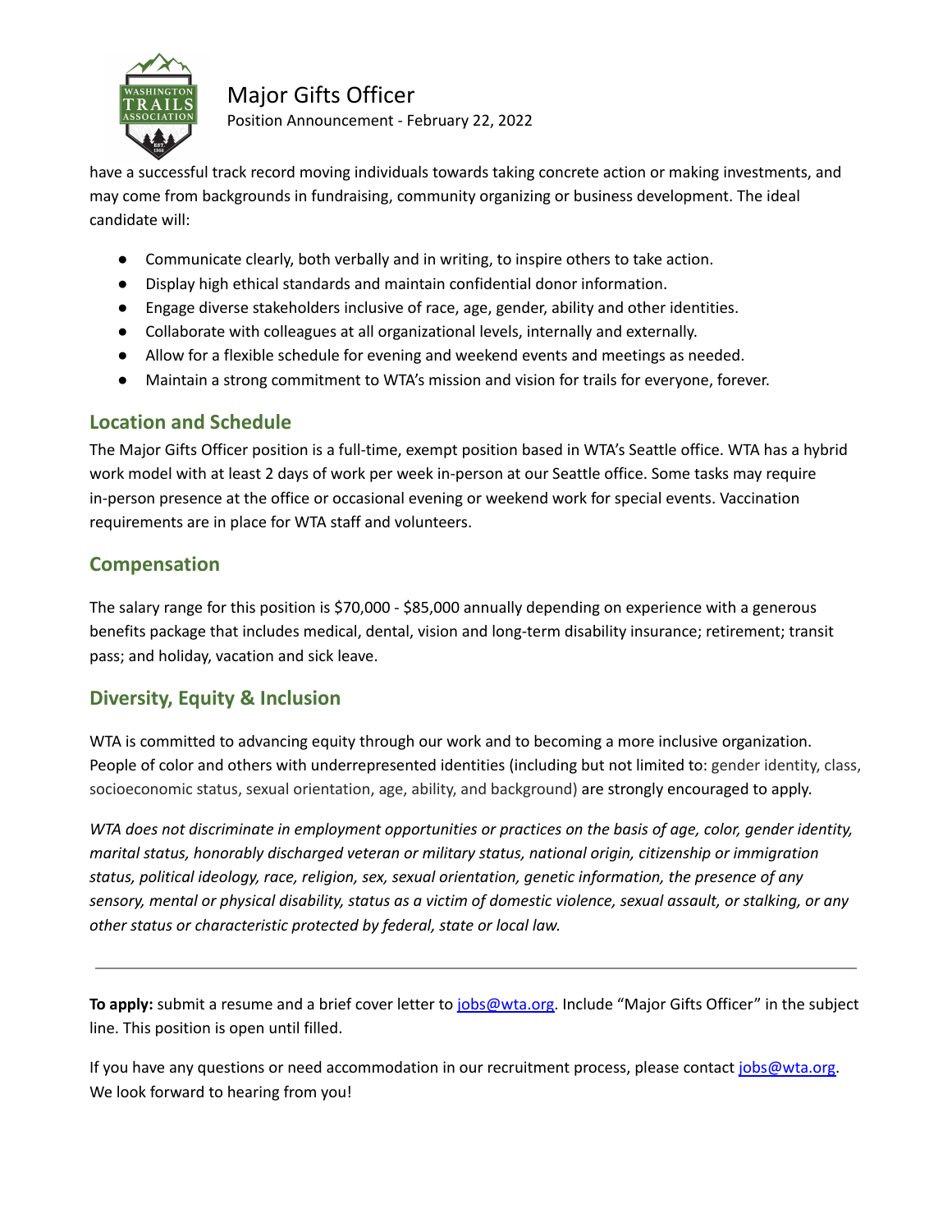have a successful track record moving individuals towards taking concrete action or making investments, and may come from backgrounds in fundraising, community organizing or business development. The ideal candidate will:

- Communicate clearly, both verbally and in writing, to inspire others to take action.
- Display high ethical standards and maintain confidential donor information.
- Engage diverse stakeholders inclusive of race, age, gender, ability and other identities.
- Collaborate with colleagues at all organizational levels, internally and externally.
- Allow for a flexible schedule for evening and weekend events and meetings as needed.
- Maintain a strong commitment to WTA's mission and vision for trails for everyone, forever.

## Location and Schedule

The Major Gifts Officer position is a full-time, exempt position based in WTA's Seattle office. WTA has a hybrid work model with at least 2 days of work per week in-person at our Seattle office. Some tasks may require in-person presence at the office or occasional evening or weekend work for special events. Vaccination requirements are in place for WTA staff and volunteers.

## Compensation

The salary range for this position is $70,000 - $85,000 annually depending on experience with a generous benefits package that includes medical, dental, vision and long-term disability insurance; retirement; transit pass; and holiday, vacation and sick leave.

## Diversity, Equity & Inclusion

WTA is committed to advancing equity through our work and to becoming a more inclusive organization. People of color and others with underrepresented identities (including but not limited to: gender identity, class, socioeconomic status, sexual orientation, age, ability, and background) are strongly encouraged to apply.

*WTA does not discriminate in employment opportunities or practices on the basis of age, color, gender identity, marital status, honorably discharged veteran or military status, national origin, citizenship or immigration status, political ideology, race, religion, sex, sexual orientation, genetic information, the presence of any sensory, mental or physical disability, status as a victim of domestic violence, sexual assault, or stalking, or any other status or characteristic protected by federal, state or local law.*

---

**To apply:** submit a resume and a brief cover letter to jobs@wta.org. Include "Major Gifts Officer" in the subject line. This position is open until filled.

If you have any questions or need accommodation in our recruitment process, please contact jobs@wta.org. We look forward to hearing from you!